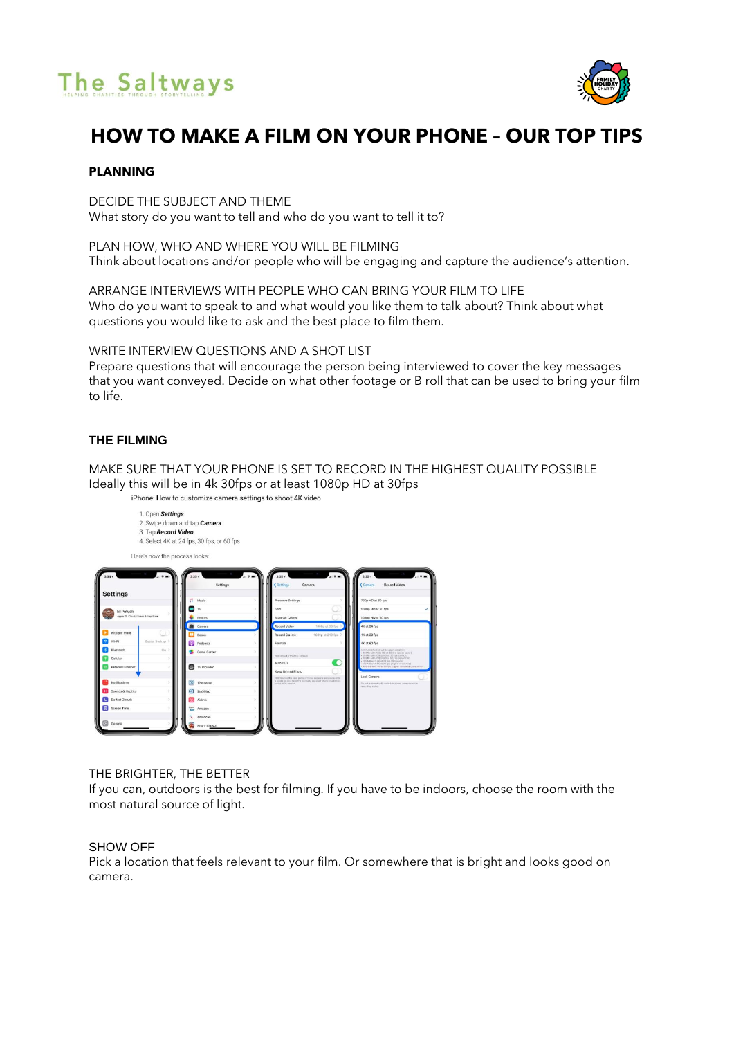The Saltways
HELPING CHARITIES THROUGH STORYTELLING

# HOW TO MAKE A FILM ON YOUR PHONE – OUR TOP TIPS

## PLANNING

DECIDE THE SUBJECT AND THEME
What story do you want to tell and who do you want to tell it to?

PLAN HOW, WHO AND WHERE YOU WILL BE FILMING
Think about locations and/or people who will be engaging and capture the audience's attention.

ARRANGE INTERVIEWS WITH PEOPLE WHO CAN BRING YOUR FILM TO LIFE
Who do you want to speak to and what would you like them to talk about? Think about what questions you would like to ask and the best place to film them.

WRITE INTERVIEW QUESTIONS AND A SHOT LIST
Prepare questions that will encourage the person being interviewed to cover the key messages that you want conveyed. Decide on what other footage or B roll that can be used to bring your film to life.

## THE FILMING

MAKE SURE THAT YOUR PHONE IS SET TO RECORD IN THE HIGHEST QUALITY POSSIBLE
Ideally this will be in 4k 30fps or at least 1080p HD at 30fps

iPhone: How to customize camera settings to shoot 4K video

1. Open **Settings**
2. Swipe down and tap **Camera**
3. Tap **Record Video**
4. Select 4K at 24 fps, 30 fps, or 60 fps

Here's how the process looks:

THE BRIGHTER, THE BETTER
If you can, outdoors is the best for filming. If you have to be indoors, choose the room with the most natural source of light.

SHOW OFF
Pick a location that feels relevant to your film. Or somewhere that is bright and looks good on camera.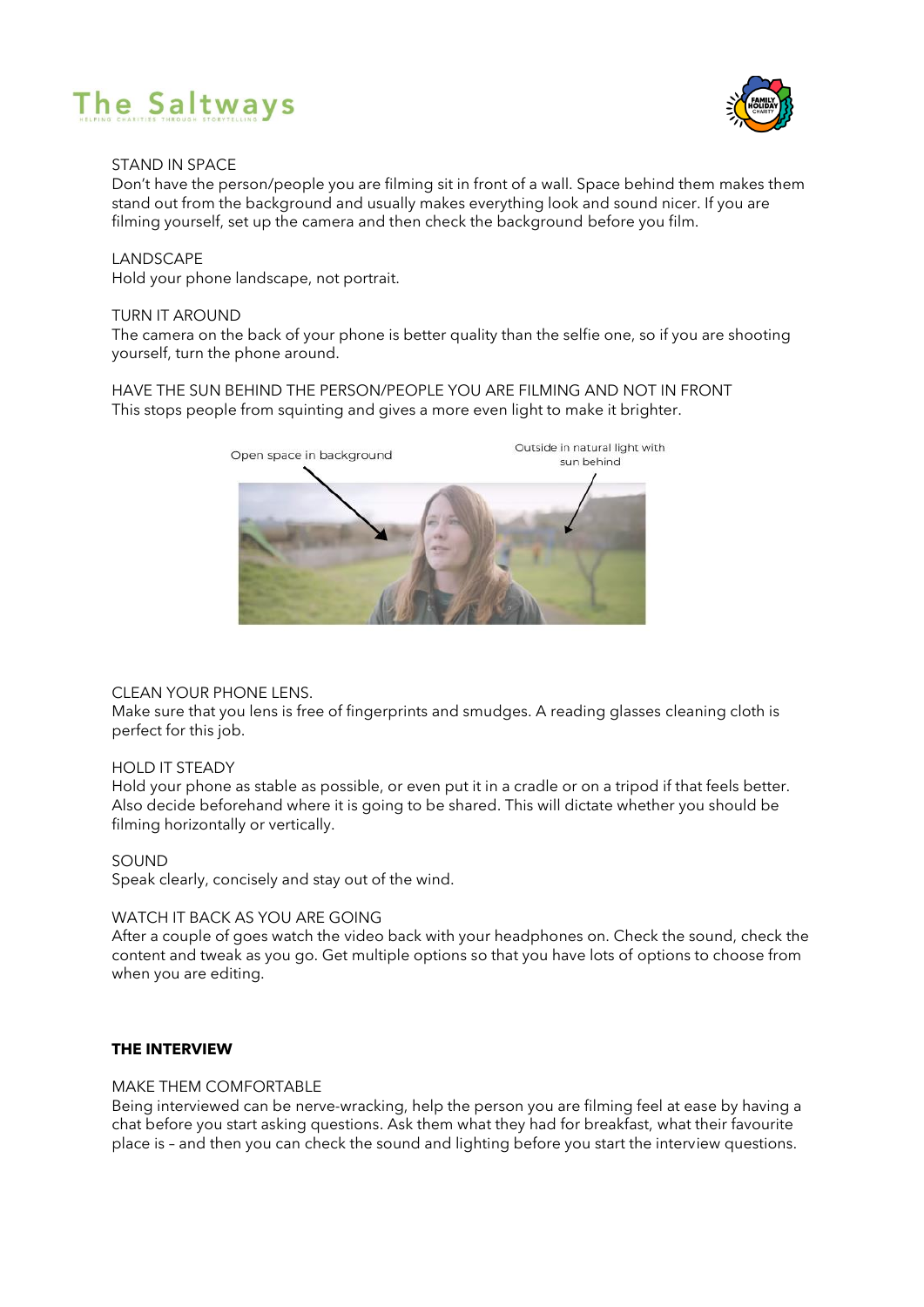STAND IN SPACE
Don't have the person/people you are filming sit in front of a wall. Space behind them makes them stand out from the background and usually makes everything look and sound nicer. If you are filming yourself, set up the camera and then check the background before you film.

LANDSCAPE
Hold your phone landscape, not portrait.

TURN IT AROUND
The camera on the back of your phone is better quality than the selfie one, so if you are shooting yourself, turn the phone around.

HAVE THE SUN BEHIND THE PERSON/PEOPLE YOU ARE FILMING AND NOT IN FRONT
This stops people from squinting and gives a more even light to make it brighter.

Open space in background

Outside in natural light with sun behind

CLEAN YOUR PHONE LENS.
Make sure that you lens is free of fingerprints and smudges. A reading glasses cleaning cloth is perfect for this job.

HOLD IT STEADY
Hold your phone as stable as possible, or even put it in a cradle or on a tripod if that feels better. Also decide beforehand where it is going to be shared. This will dictate whether you should be filming horizontally or vertically.

SOUND
Speak clearly, concisely and stay out of the wind.

WATCH IT BACK AS YOU ARE GOING
After a couple of goes watch the video back with your headphones on. Check the sound, check the content and tweak as you go. Get multiple options so that you have lots of options to choose from when you are editing.

**THE INTERVIEW**

MAKE THEM COMFORTABLE
Being interviewed can be nerve-wracking, help the person you are filming feel at ease by having a chat before you start asking questions. Ask them what they had for breakfast, what their favourite place is – and then you can check the sound and lighting before you start the interview questions.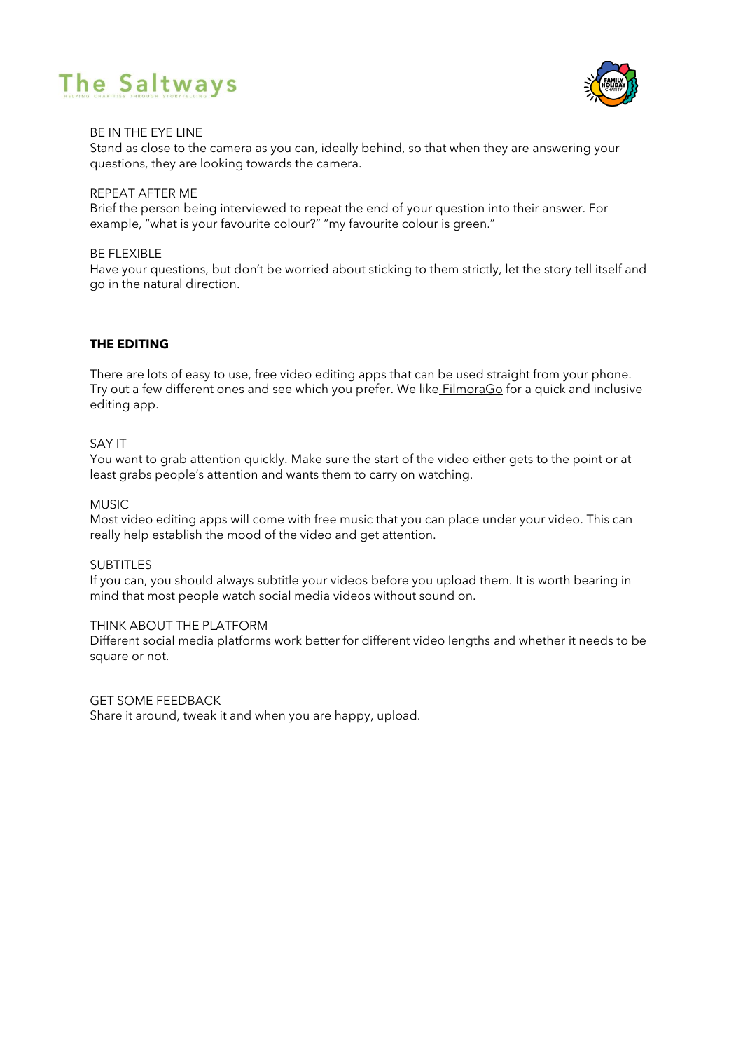BE IN THE EYE LINE

Stand as close to the camera as you can, ideally behind, so that when they are answering your questions, they are looking towards the camera.

REPEAT AFTER ME

Brief the person being interviewed to repeat the end of your question into their answer. For example, "what is your favourite colour?" "my favourite colour is green."

BE FLEXIBLE

Have your questions, but don't be worried about sticking to them strictly, let the story tell itself and go in the natural direction.

**THE EDITING**

There are lots of easy to use, free video editing apps that can be used straight from your phone. Try out a few different ones and see which you prefer. We like FilmoraGo for a quick and inclusive editing app.

SAY IT

You want to grab attention quickly. Make sure the start of the video either gets to the point or at least grabs people's attention and wants them to carry on watching.

MUSIC

Most video editing apps will come with free music that you can place under your video. This can really help establish the mood of the video and get attention.

SUBTITLES

If you can, you should always subtitle your videos before you upload them. It is worth bearing in mind that most people watch social media videos without sound on.

THINK ABOUT THE PLATFORM

Different social media platforms work better for different video lengths and whether it needs to be square or not.

GET SOME FEEDBACK

Share it around, tweak it and when you are happy, upload.